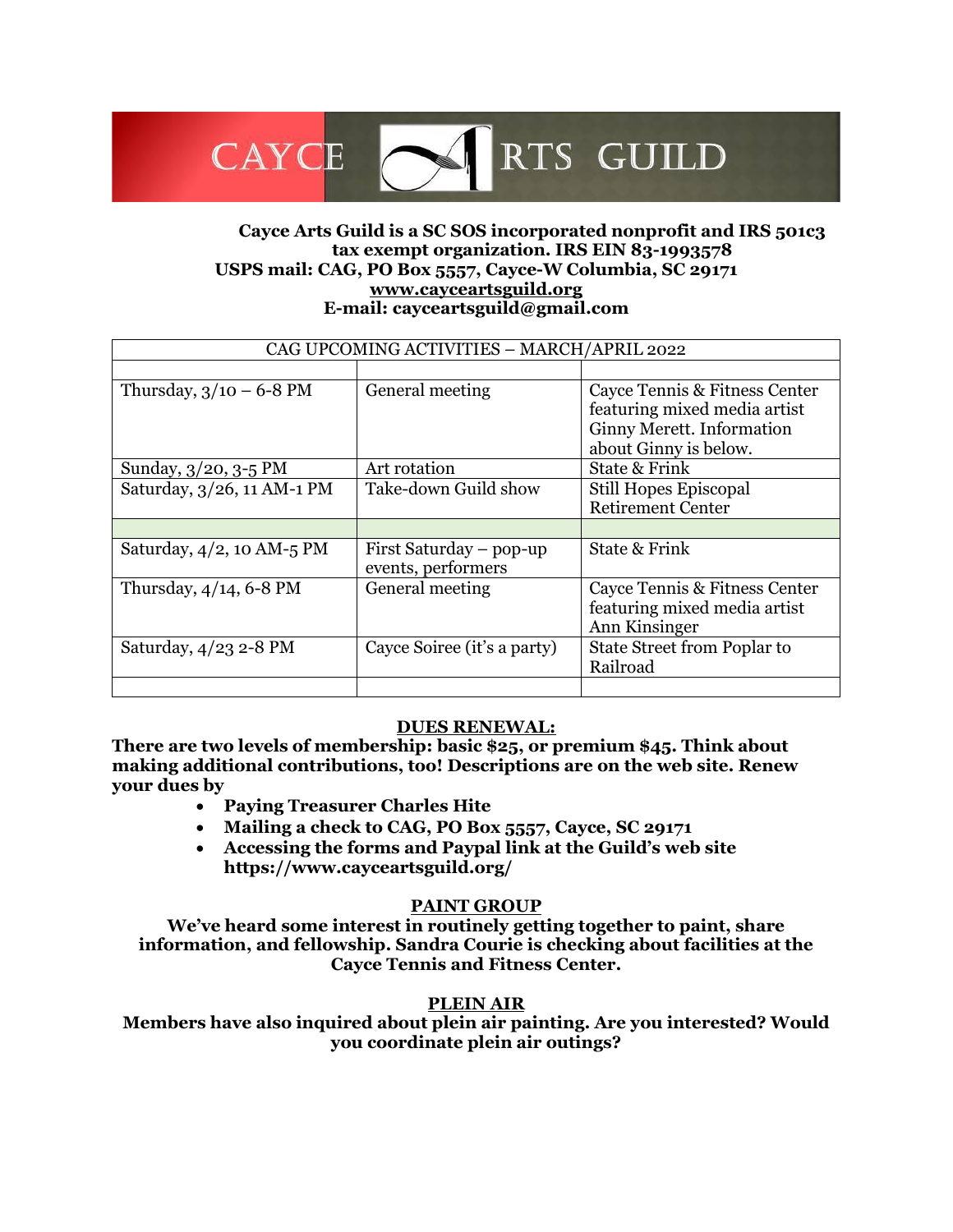# CAYCE ARTS GUILD

**Cayce Arts Guild is a SC SOS incorporated nonprofit and IRS 501c3 tax exempt organization. IRS EIN 83-1993578**
**USPS mail: CAG, PO Box 5557, Cayce-W Columbia, SC 29171**
**[www.cayceartsguild.org](http://www.cayceartsguild.org)**
**E-mail: cayceartsguild@gmail.com**

| CAG UPCOMING ACTIVITIES – MARCH/APRIL 2022 | | |
|---|---|---|
| | | |
| Thursday, 3/10 – 6-8 PM | General meeting | Cayce Tennis & Fitness Center featuring mixed media artist Ginny Merett. Information about Ginny is below. |
| Sunday, 3/20, 3-5 PM | Art rotation | State & Frink |
| Saturday, 3/26, 11 AM-1 PM | Take-down Guild show | Still Hopes Episcopal Retirement Center |
| | | |
| Saturday, 4/2, 10 AM-5 PM | First Saturday – pop-up events, performers | State & Frink |
| Thursday, 4/14, 6-8 PM | General meeting | Cayce Tennis & Fitness Center featuring mixed media artist Ann Kinsinger |
| Saturday, 4/23 2-8 PM | Cayce Soiree (it's a party) | State Street from Poplar to Railroad |
| | | |

## DUES RENEWAL:

**There are two levels of membership: basic $25, or premium $45. Think about making additional contributions, too! Descriptions are on the web site. Renew your dues by**

- **Paying Treasurer Charles Hite**
- **Mailing a check to CAG, PO Box 5557, Cayce, SC 29171**
- **Accessing the forms and Paypal link at the Guild's web site https://www.cayceartsguild.org/**

## PAINT GROUP

**We've heard some interest in routinely getting together to paint, share information, and fellowship. Sandra Courie is checking about facilities at the Cayce Tennis and Fitness Center.**

## PLEIN AIR

**Members have also inquired about plein air painting. Are you interested? Would you coordinate plein air outings?**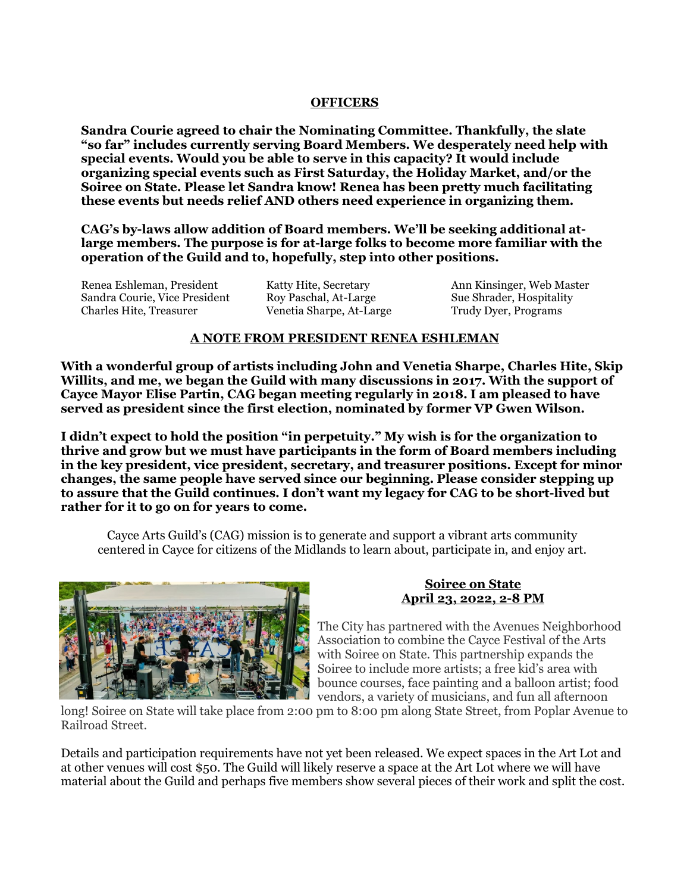## OFFICERS

**Sandra Courie agreed to chair the Nominating Committee. Thankfully, the slate "so far" includes currently serving Board Members. We desperately need help with special events. Would you be able to serve in this capacity? It would include organizing special events such as First Saturday, the Holiday Market, and/or the Soiree on State. Please let Sandra know! Renea has been pretty much facilitating these events but needs relief AND others need experience in organizing them.**

**CAG's by-laws allow addition of Board members. We'll be seeking additional at-large members. The purpose is for at-large folks to become more familiar with the operation of the Guild and to, hopefully, step into other positions.**

| | | |
|---|---|---|
| Renea Eshleman, President | Katty Hite, Secretary | Ann Kinsinger, Web Master |
| Sandra Courie, Vice President | Roy Paschal, At-Large | Sue Shrader, Hospitality |
| Charles Hite, Treasurer | Venetia Sharpe, At-Large | Trudy Dyer, Programs |

## A NOTE FROM PRESIDENT RENEA ESHLEMAN

**With a wonderful group of artists including John and Venetia Sharpe, Charles Hite, Skip Willits, and me, we began the Guild with many discussions in 2017. With the support of Cayce Mayor Elise Partin, CAG began meeting regularly in 2018. I am pleased to have served as president since the first election, nominated by former VP Gwen Wilson.**

**I didn't expect to hold the position "in perpetuity." My wish is for the organization to thrive and grow but we must have participants in the form of Board members including in the key president, vice president, secretary, and treasurer positions. Except for minor changes, the same people have served since our beginning. Please consider stepping up to assure that the Guild continues. I don't want my legacy for CAG to be short-lived but rather for it to go on for years to come.**

Cayce Arts Guild's (CAG) mission is to generate and support a vibrant arts community centered in Cayce for citizens of the Midlands to learn about, participate in, and enjoy art.

## Soiree on State
## April 23, 2022, 2-8 PM

The City has partnered with the Avenues Neighborhood Association to combine the Cayce Festival of the Arts with Soiree on State. This partnership expands the Soiree to include more artists; a free kid's area with bounce courses, face painting and a balloon artist; food vendors, a variety of musicians, and fun all afternoon long! Soiree on State will take place from 2:00 pm to 8:00 pm along State Street, from Poplar Avenue to Railroad Street.

Details and participation requirements have not yet been released. We expect spaces in the Art Lot and at other venues will cost $50. The Guild will likely reserve a space at the Art Lot where we will have material about the Guild and perhaps five members show several pieces of their work and split the cost.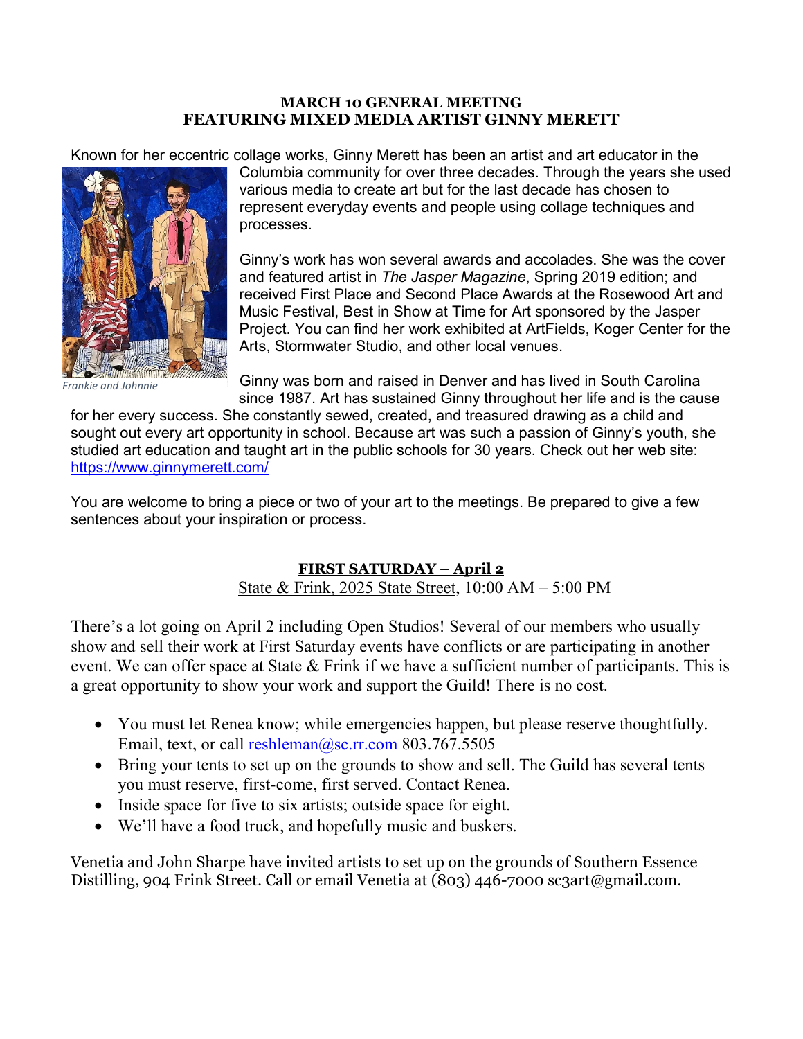## MARCH 10 GENERAL MEETING
## FEATURING MIXED MEDIA ARTIST GINNY MERETT

Known for her eccentric collage works, Ginny Merett has been an artist and art educator in the Columbia community for over three decades. Through the years she used various media to create art but for the last decade has chosen to represent everyday events and people using collage techniques and processes.

*Frankie and Johnnie*

Ginny's work has won several awards and accolades. She was the cover and featured artist in *The Jasper Magazine*, Spring 2019 edition; and received First Place and Second Place Awards at the Rosewood Art and Music Festival, Best in Show at Time for Art sponsored by the Jasper Project. You can find her work exhibited at ArtFields, Koger Center for the Arts, Stormwater Studio, and other local venues.

Ginny was born and raised in Denver and has lived in South Carolina since 1987. Art has sustained Ginny throughout her life and is the cause for her every success. She constantly sewed, created, and treasured drawing as a child and sought out every art opportunity in school. Because art was such a passion of Ginny's youth, she studied art education and taught art in the public schools for 30 years. Check out her web site: https://www.ginnymerett.com/

You are welcome to bring a piece or two of your art to the meetings. Be prepared to give a few sentences about your inspiration or process.

## FIRST SATURDAY – April 2

State & Frink, 2025 State Street, 10:00 AM – 5:00 PM

There's a lot going on April 2 including Open Studios! Several of our members who usually show and sell their work at First Saturday events have conflicts or are participating in another event. We can offer space at State & Frink if we have a sufficient number of participants. This is a great opportunity to show your work and support the Guild! There is no cost.

- You must let Renea know; while emergencies happen, but please reserve thoughtfully. Email, text, or call reshleman@sc.rr.com 803.767.5505
- Bring your tents to set up on the grounds to show and sell. The Guild has several tents you must reserve, first-come, first served. Contact Renea.
- Inside space for five to six artists; outside space for eight.
- We'll have a food truck, and hopefully music and buskers.

Venetia and John Sharpe have invited artists to set up on the grounds of Southern Essence Distilling, 904 Frink Street. Call or email Venetia at (803) 446-7000 sc3art@gmail.com.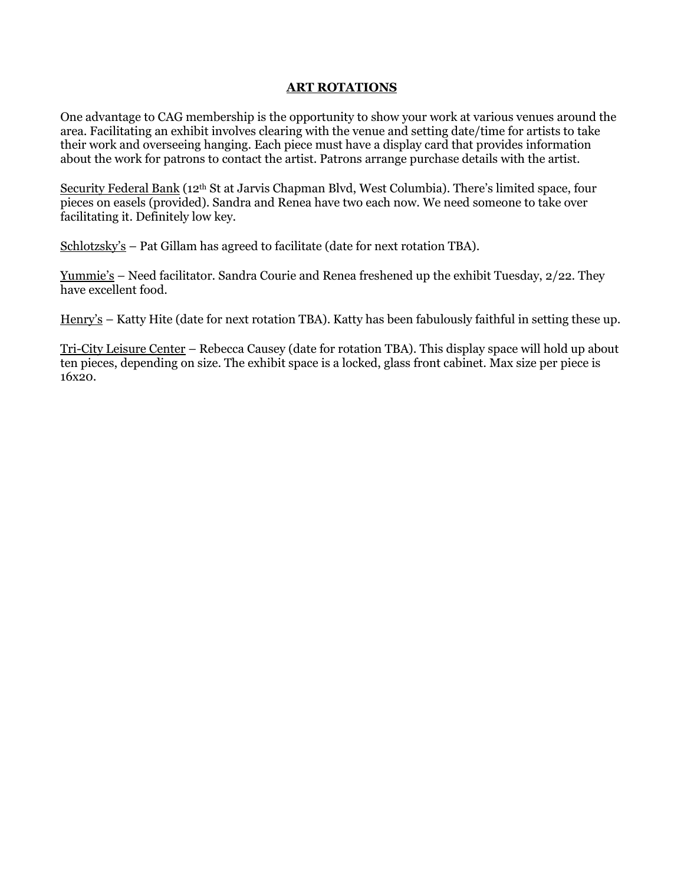## ART ROTATIONS

One advantage to CAG membership is the opportunity to show your work at various venues around the area. Facilitating an exhibit involves clearing with the venue and setting date/time for artists to take their work and overseeing hanging. Each piece must have a display card that provides information about the work for patrons to contact the artist. Patrons arrange purchase details with the artist.

Security Federal Bank (12th St at Jarvis Chapman Blvd, West Columbia). There's limited space, four pieces on easels (provided). Sandra and Renea have two each now. We need someone to take over facilitating it. Definitely low key.

Schlotzsky's – Pat Gillam has agreed to facilitate (date for next rotation TBA).

Yummie's – Need facilitator. Sandra Courie and Renea freshened up the exhibit Tuesday, 2/22. They have excellent food.

Henry's – Katty Hite (date for next rotation TBA). Katty has been fabulously faithful in setting these up.

Tri-City Leisure Center – Rebecca Causey (date for rotation TBA). This display space will hold up about ten pieces, depending on size. The exhibit space is a locked, glass front cabinet. Max size per piece is 16x20.